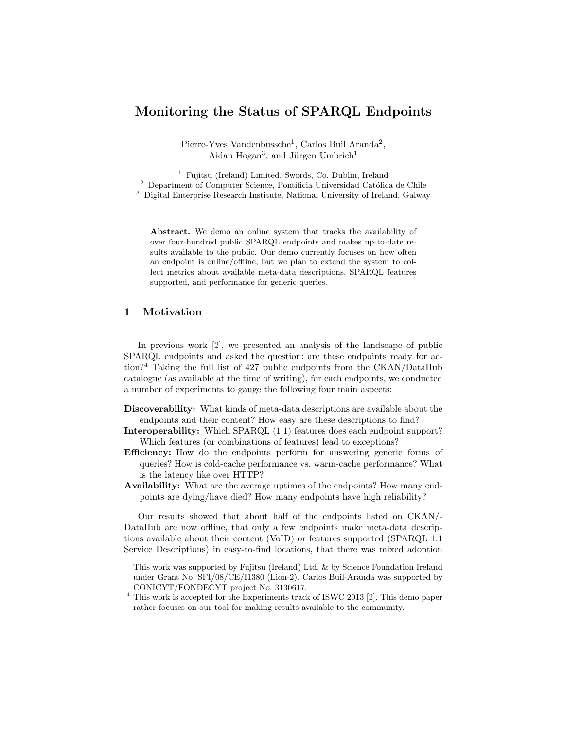# Monitoring the Status of SPARQL Endpoints

Pierre-Yves Vandenbussche[1], Carlos Buil Aranda[2], Aidan Hogan[3], and Jürgen Umbrich[1]

[1] Fujitsu (Ireland) Limited, Swords, Co. Dublin, Ireland
[2] Department of Computer Science, Pontificia Universidad Católica de Chile
[3] Digital Enterprise Research Institute, National University of Ireland, Galway

**Abstract.** We demo an online system that tracks the availability of over four-hundred public SPARQL endpoints and makes up-to-date results available to the public. Our demo currently focuses on how often an endpoint is online/offline, but we plan to extend the system to collect metrics about available meta-data descriptions, SPARQL features supported, and performance for generic queries.

## 1 Motivation

In previous work [2], we presented an analysis of the landscape of public SPARQL endpoints and asked the question: are these endpoints ready for action?[4] Taking the full list of 427 public endpoints from the CKAN/DataHub catalogue (as available at the time of writing), for each endpoints, we conducted a number of experiments to gauge the following four main aspects:

**Discoverability:** What kinds of meta-data descriptions are available about the endpoints and their content? How easy are these descriptions to find?

**Interoperability:** Which SPARQL (1.1) features does each endpoint support? Which features (or combinations of features) lead to exceptions?

**Efficiency:** How do the endpoints perform for answering generic forms of queries? How is cold-cache performance vs. warm-cache performance? What is the latency like over HTTP?

**Availability:** What are the average uptimes of the endpoints? How many endpoints are dying/have died? How many endpoints have high reliability?

Our results showed that about half of the endpoints listed on CKAN/-DataHub are now offline, that only a few endpoints make meta-data descriptions available about their content (VoID) or features supported (SPARQL 1.1 Service Descriptions) in easy-to-find locations, that there was mixed adoption

This work was supported by Fujitsu (Ireland) Ltd. & by Science Foundation Ireland under Grant No. SFI/08/CE/I1380 (Lion-2). Carlos Buil-Aranda was supported by CONICYT/FONDECYT project No. 3130617.

[4] This work is accepted for the Experiments track of ISWC 2013 [2]. This demo paper rather focuses on our tool for making results available to the community.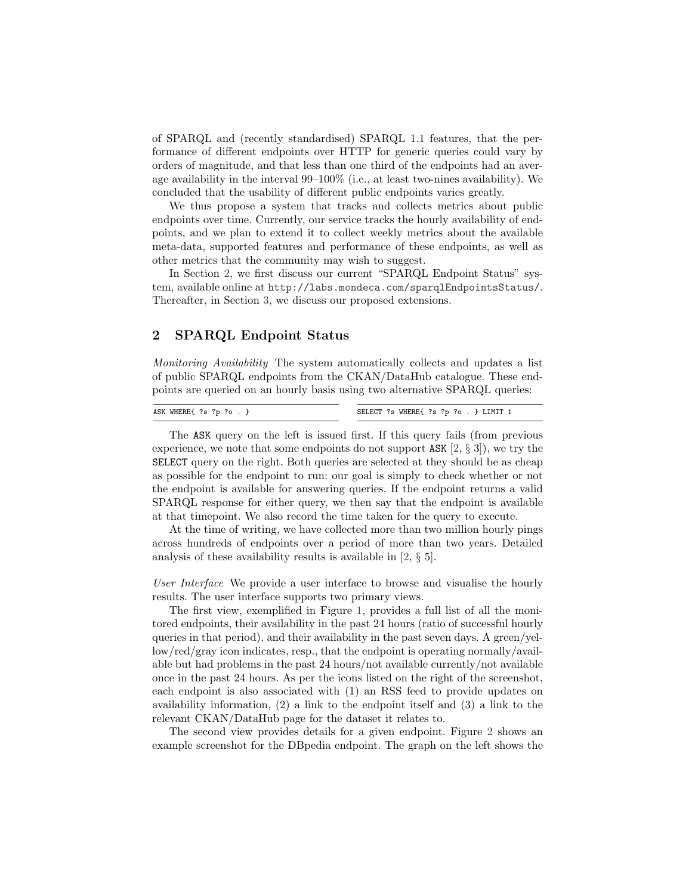of SPARQL and (recently standardised) SPARQL 1.1 features, that the performance of different endpoints over HTTP for generic queries could vary by orders of magnitude, and that less than one third of the endpoints had an average availability in the interval 99–100% (i.e., at least two-nines availability). We concluded that the usability of different public endpoints varies greatly.

We thus propose a system that tracks and collects metrics about public endpoints over time. Currently, our service tracks the hourly availability of endpoints, and we plan to extend it to collect weekly metrics about the available meta-data, supported features and performance of these endpoints, as well as other metrics that the community may wish to suggest.

In Section 2, we first discuss our current "SPARQL Endpoint Status" system, available online at http://labs.mondeca.com/sparqlEndpointsStatus/. Thereafter, in Section 3, we discuss our proposed extensions.

## 2 SPARQL Endpoint Status

*Monitoring Availability* The system automatically collects and updates a list of public SPARQL endpoints from the CKAN/DataHub catalogue. These endpoints are queried on an hourly basis using two alternative SPARQL queries:

```
ASK WHERE{ ?s ?p ?o . }
```

```
SELECT ?s WHERE{ ?s ?p ?o . } LIMIT 1
```

The ASK query on the left is issued first. If this query fails (from previous experience, we note that some endpoints do not support ASK [2, § 3]), we try the SELECT query on the right. Both queries are selected at they should be as cheap as possible for the endpoint to run: our goal is simply to check whether or not the endpoint is available for answering queries. If the endpoint returns a valid SPARQL response for either query, we then say that the endpoint is available at that timepoint. We also record the time taken for the query to execute.

At the time of writing, we have collected more than two million hourly pings across hundreds of endpoints over a period of more than two years. Detailed analysis of these availability results is available in [2, § 5].

*User Interface* We provide a user interface to browse and visualise the hourly results. The user interface supports two primary views.

The first view, exemplified in Figure 1, provides a full list of all the monitored endpoints, their availability in the past 24 hours (ratio of successful hourly queries in that period), and their availability in the past seven days. A green/yellow/red/gray icon indicates, resp., that the endpoint is operating normally/available but had problems in the past 24 hours/not available currently/not available once in the past 24 hours. As per the icons listed on the right of the screenshot, each endpoint is also associated with (1) an RSS feed to provide updates on availability information, (2) a link to the endpoint itself and (3) a link to the relevant CKAN/DataHub page for the dataset it relates to.

The second view provides details for a given endpoint. Figure 2 shows an example screenshot for the DBpedia endpoint. The graph on the left shows the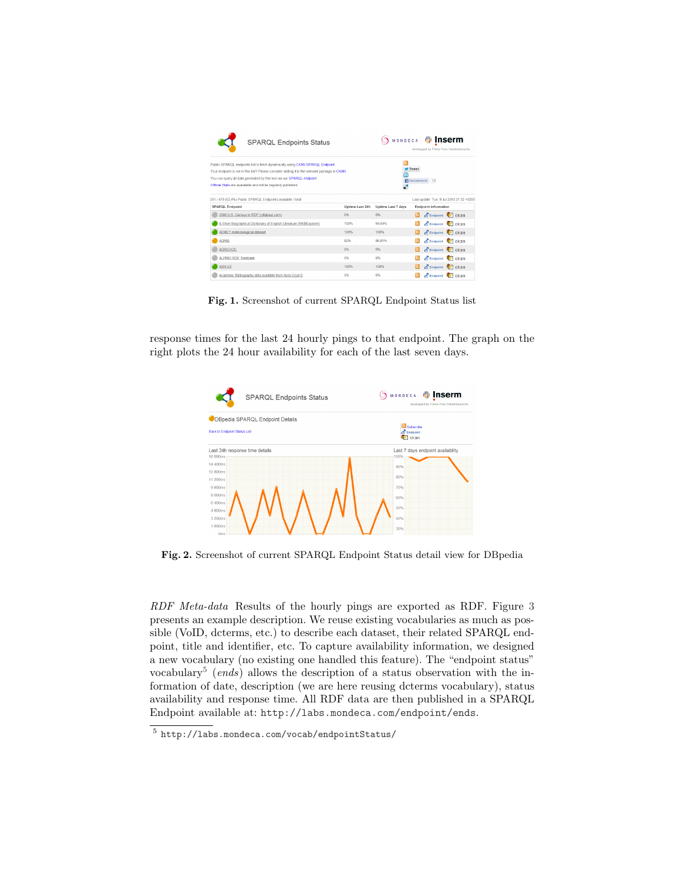Fig. 1. Screenshot of current SPARQL Endpoint Status list

response times for the last 24 hourly pings to that endpoint. The graph on the right plots the 24 hour availability for each of the last seven days.

Fig. 2. Screenshot of current SPARQL Endpoint Status detail view for DBpedia

*RDF Meta-data* Results of the hourly pings are exported as RDF. Figure 3 presents an example description. We reuse existing vocabularies as much as possible (VoID, dcterms, etc.) to describe each dataset, their related SPARQL endpoint, title and identifier, etc. To capture availability information, we designed a new vocabulary (no existing one handled this feature). The "endpoint status" vocabulary[5] (*ends*) allows the description of a status observation with the information of date, description (we are here reusing dcterms vocabulary), status availability and response time. All RDF data are then published in a SPARQL Endpoint available at: `http://labs.mondeca.com/endpoint/ends`.

[5] `http://labs.mondeca.com/vocab/endpointStatus/`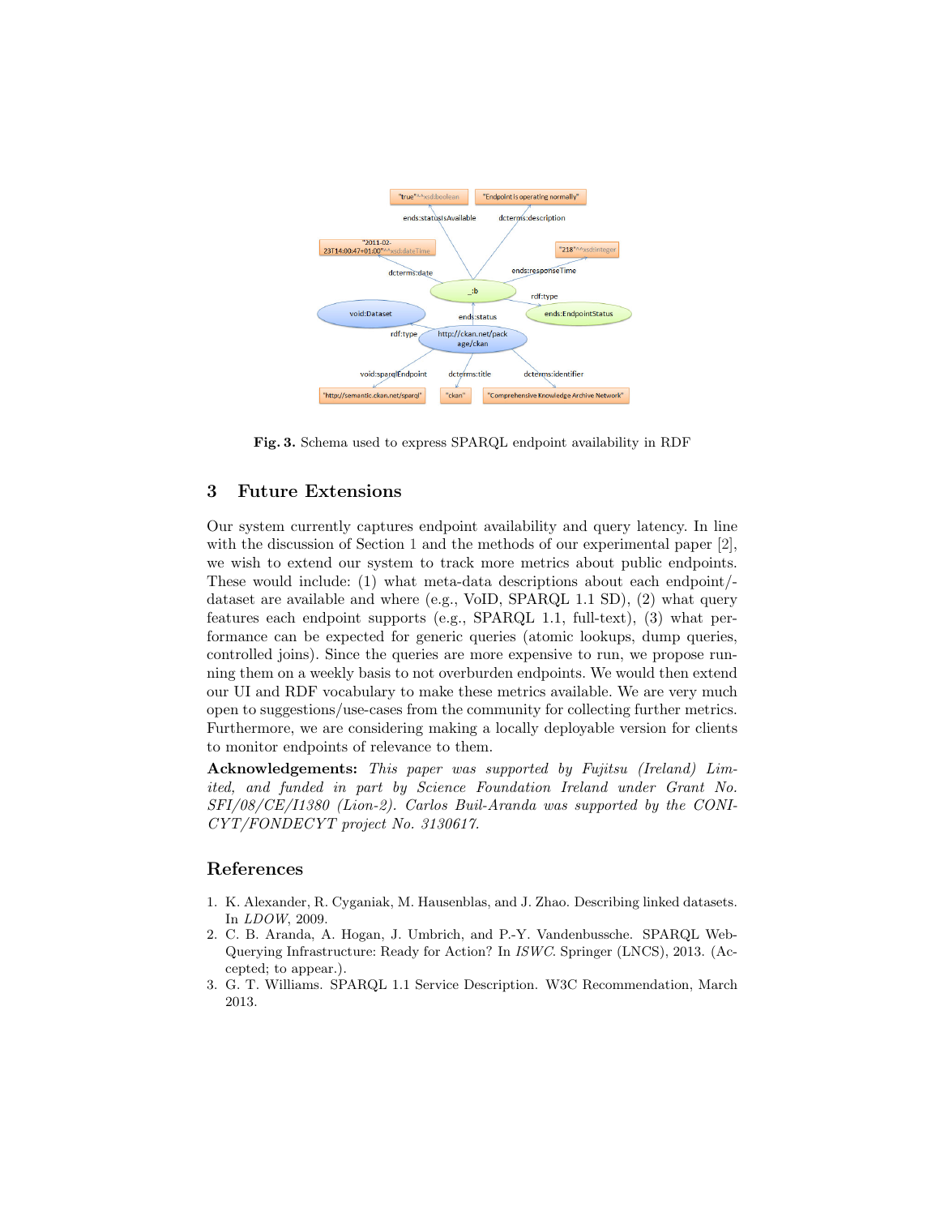"true"^^xsd:boolean

"Endpoint is operating normally"

ends:statusIsAvailable

dcterms:description

"2011-02-23T14:00:47+01:00"^^xsd:dateTime

"218"^^xsd:integer

dcterms:date

ends:responseTime

_:b

rdf:type

void:Dataset

ends:status

ends:EndpointStatus

rdf:type

http://ckan.net/package/ckan

void:sparqlEndpoint

dcterms:title

dcterms:identifier

"http://semantic.ckan.net/sparql"

"ckan"

"Comprehensive Knowledge Archive Network"

**Fig. 3.** Schema used to express SPARQL endpoint availability in RDF

## 3 Future Extensions

Our system currently captures endpoint availability and query latency. In line with the discussion of Section 1 and the methods of our experimental paper [2], we wish to extend our system to track more metrics about public endpoints. These would include: (1) what meta-data descriptions about each endpoint/-dataset are available and where (e.g., VoID, SPARQL 1.1 SD), (2) what query features each endpoint supports (e.g., SPARQL 1.1, full-text), (3) what performance can be expected for generic queries (atomic lookups, dump queries, controlled joins). Since the queries are more expensive to run, we propose running them on a weekly basis to not overburden endpoints. We would then extend our UI and RDF vocabulary to make these metrics available. We are very much open to suggestions/use-cases from the community for collecting further metrics. Furthermore, we are considering making a locally deployable version for clients to monitor endpoints of relevance to them.

**Acknowledgements:** *This paper was supported by Fujitsu (Ireland) Limited, and funded in part by Science Foundation Ireland under Grant No. SFI/08/CE/I1380 (Lion-2). Carlos Buil-Aranda was supported by the CONICYT/FONDECYT project No. 3130617.*

## References

1. K. Alexander, R. Cyganiak, M. Hausenblas, and J. Zhao. Describing linked datasets. In *LDOW*, 2009.
2. C. B. Aranda, A. Hogan, J. Umbrich, and P.-Y. Vandenbussche. SPARQL Web-Querying Infrastructure: Ready for Action? In *ISWC*. Springer (LNCS), 2013. (Accepted; to appear.).
3. G. T. Williams. SPARQL 1.1 Service Description. W3C Recommendation, March 2013.